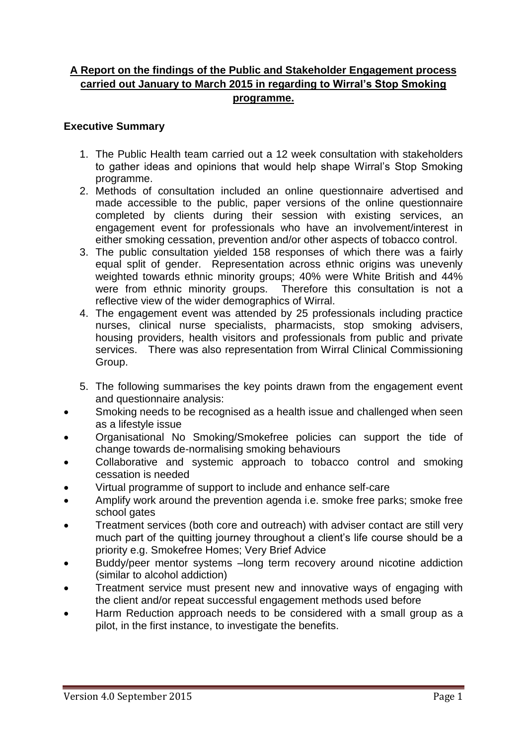# A Report on the findings of the Public and Stakeholder Engagement process carried out January to March 2015 in regarding to Wirral's Stop Smoking programme.

## Executive Summary

1. The Public Health team carried out a 12 week consultation with stakeholders to gather ideas and opinions that would help shape Wirral's Stop Smoking programme.
2. Methods of consultation included an online questionnaire advertised and made accessible to the public, paper versions of the online questionnaire completed by clients during their session with existing services, an engagement event for professionals who have an involvement/interest in either smoking cessation, prevention and/or other aspects of tobacco control.
3. The public consultation yielded 158 responses of which there was a fairly equal split of gender. Representation across ethnic origins was unevenly weighted towards ethnic minority groups; 40% were White British and 44% were from ethnic minority groups. Therefore this consultation is not a reflective view of the wider demographics of Wirral.
4. The engagement event was attended by 25 professionals including practice nurses, clinical nurse specialists, pharmacists, stop smoking advisers, housing providers, health visitors and professionals from public and private services. There was also representation from Wirral Clinical Commissioning Group.
5. The following summarises the key points drawn from the engagement event and questionnaire analysis:

- Smoking needs to be recognised as a health issue and challenged when seen as a lifestyle issue
- Organisational No Smoking/Smokefree policies can support the tide of change towards de-normalising smoking behaviours
- Collaborative and systemic approach to tobacco control and smoking cessation is needed
- Virtual programme of support to include and enhance self-care
- Amplify work around the prevention agenda i.e. smoke free parks; smoke free school gates
- Treatment services (both core and outreach) with adviser contact are still very much part of the quitting journey throughout a client's life course should be a priority e.g. Smokefree Homes; Very Brief Advice
- Buddy/peer mentor systems –long term recovery around nicotine addiction (similar to alcohol addiction)
- Treatment service must present new and innovative ways of engaging with the client and/or repeat successful engagement methods used before
- Harm Reduction approach needs to be considered with a small group as a pilot, in the first instance, to investigate the benefits.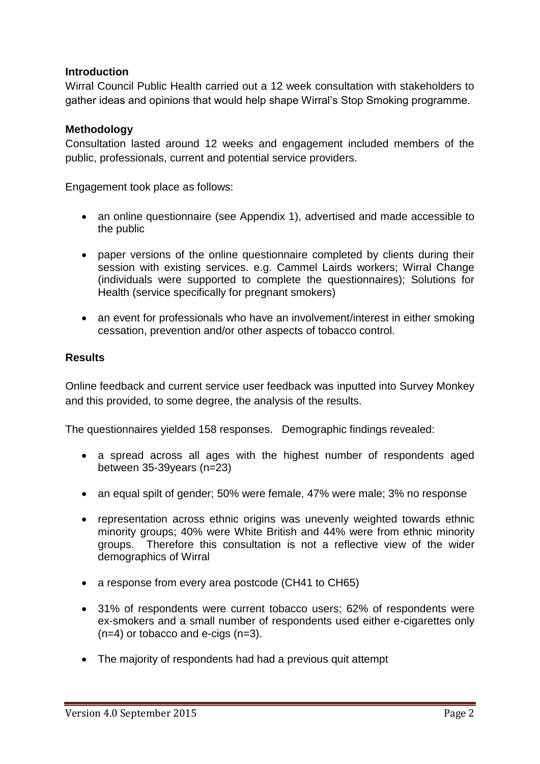**Introduction**

Wirral Council Public Health carried out a 12 week consultation with stakeholders to gather ideas and opinions that would help shape Wirral's Stop Smoking programme.

**Methodology**

Consultation lasted around 12 weeks and engagement included members of the public, professionals, current and potential service providers.

Engagement took place as follows:

- an online questionnaire (see Appendix 1), advertised and made accessible to the public
- paper versions of the online questionnaire completed by clients during their session with existing services. e.g. Cammel Lairds workers; Wirral Change (individuals were supported to complete the questionnaires); Solutions for Health (service specifically for pregnant smokers)
- an event for professionals who have an involvement/interest in either smoking cessation, prevention and/or other aspects of tobacco control.

**Results**

Online feedback and current service user feedback was inputted into Survey Monkey and this provided, to some degree, the analysis of the results.

The questionnaires yielded 158 responses. Demographic findings revealed:

- a spread across all ages with the highest number of respondents aged between 35-39years (n=23)
- an equal spilt of gender; 50% were female, 47% were male; 3% no response
- representation across ethnic origins was unevenly weighted towards ethnic minority groups; 40% were White British and 44% were from ethnic minority groups. Therefore this consultation is not a reflective view of the wider demographics of Wirral
- a response from every area postcode (CH41 to CH65)
- 31% of respondents were current tobacco users; 62% of respondents were ex-smokers and a small number of respondents used either e-cigarettes only (n=4) or tobacco and e-cigs (n=3).
- The majority of respondents had had a previous quit attempt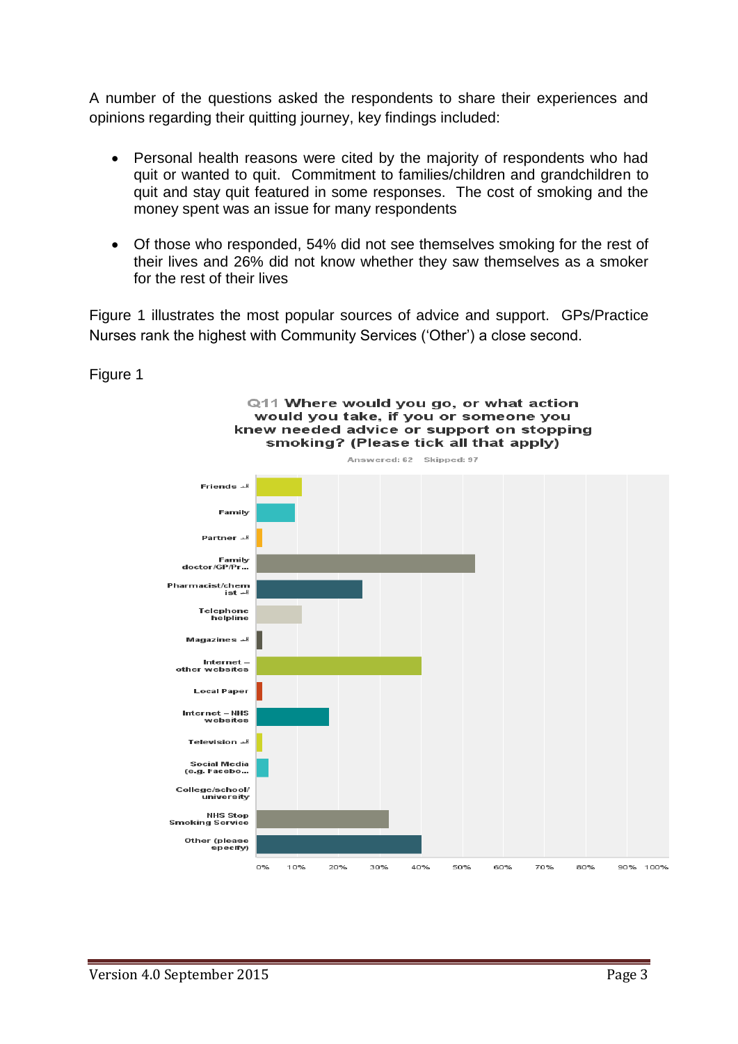A number of the questions asked the respondents to share their experiences and opinions regarding their quitting journey, key findings included:

- Personal health reasons were cited by the majority of respondents who had quit or wanted to quit. Commitment to families/children and grandchildren to quit and stay quit featured in some responses. The cost of smoking and the money spent was an issue for many respondents
- Of those who responded, 54% did not see themselves smoking for the rest of their lives and 26% did not know whether they saw themselves as a smoker for the rest of their lives

Figure 1 illustrates the most popular sources of advice and support. GPs/Practice Nurses rank the highest with Community Services ('Other') a close second.

Figure 1

**Q11 Where would you go, or what action would you take, if you or someone you knew needed advice or support on stopping smoking? (Please tick all that apply)**

Answered: 62 Skipped: 97

Categories (bar chart, 0%–100%): Friends, Family, Partner, Family doctor/GP/Pr..., Pharmacist/chemist, Telephone helpline, Magazines, Internet – other websites, Local Paper, Internet – NHS websites, Television, Social Media (e.g. Facebo..., College/school/university, NHS Stop Smoking Service, Other (please specify)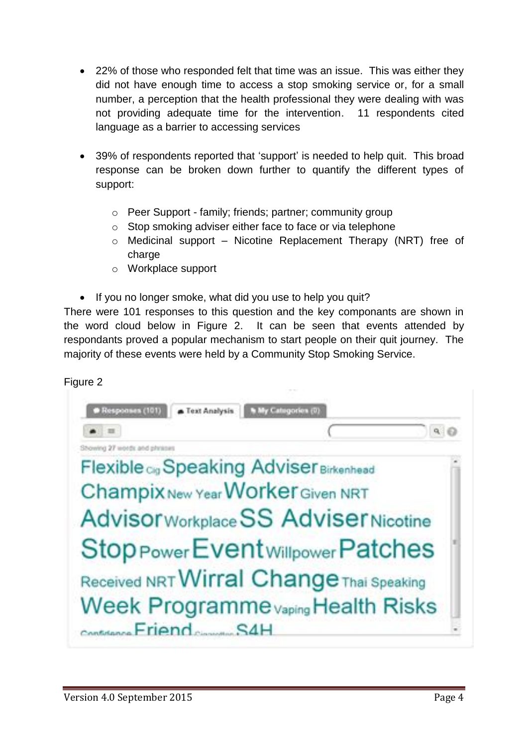- 22% of those who responded felt that time was an issue. This was either they did not have enough time to access a stop smoking service or, for a small number, a perception that the health professional they were dealing with was not providing adequate time for the intervention. 11 respondents cited language as a barrier to accessing services

- 39% of respondents reported that 'support' is needed to help quit. This broad response can be broken down further to quantify the different types of support:

  - Peer Support - family; friends; partner; community group
  - Stop smoking adviser either face to face or via telephone
  - Medicinal support – Nicotine Replacement Therapy (NRT) free of charge
  - Workplace support

- If you no longer smoke, what did you use to help you quit?

There were 101 responses to this question and the key componants are shown in the word cloud below in Figure 2. It can be seen that events attended by respondants proved a popular mechanism to start people on their quit journey. The majority of these events were held by a Community Stop Smoking Service.

Figure 2

Responses (101) | Text Analysis | My Categories (0)

Showing 27 words and phrases

Flexible Cig Speaking Adviser Birkenhead Champix New Year Worker Given NRT Advisor Workplace SS Adviser Nicotine Stop Power Event Willpower Patches Received NRT Wirral Change Thai Speaking Week Programme Vaping Health Risks Confidence Friend Cigarettes S4H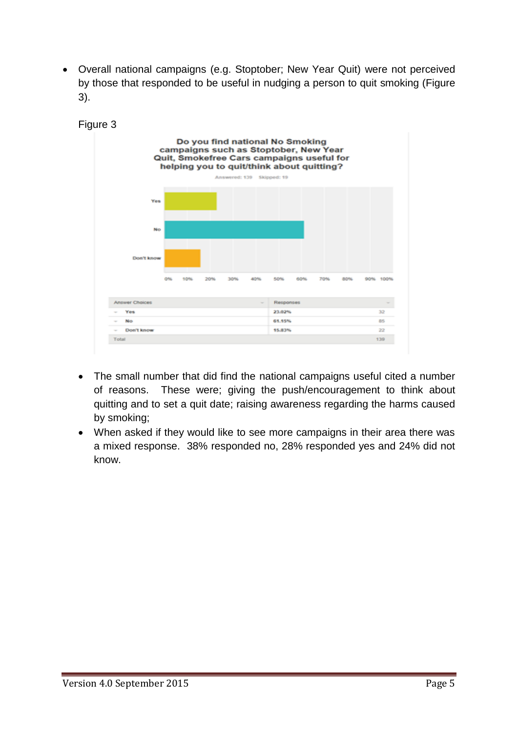- Overall national campaigns (e.g. Stoptober; New Year Quit) were not perceived by those that responded to be useful in nudging a person to quit smoking (Figure 3).

Figure 3

**Do you find national No Smoking campaigns such as Stoptober, New Year Quit, Smokefree Cars campaigns useful for helping you to quit/think about quitting?**

Answered: 139 Skipped: 19

| Answer Choices | Responses | |
|---|---|---|
| Yes | 23.02% | 32 |
| No | 61.15% | 85 |
| Don't know | 15.83% | 22 |
| Total | | 139 |

- The small number that did find the national campaigns useful cited a number of reasons. These were; giving the push/encouragement to think about quitting and to set a quit date; raising awareness regarding the harms caused by smoking;
- When asked if they would like to see more campaigns in their area there was a mixed response. 38% responded no, 28% responded yes and 24% did not know.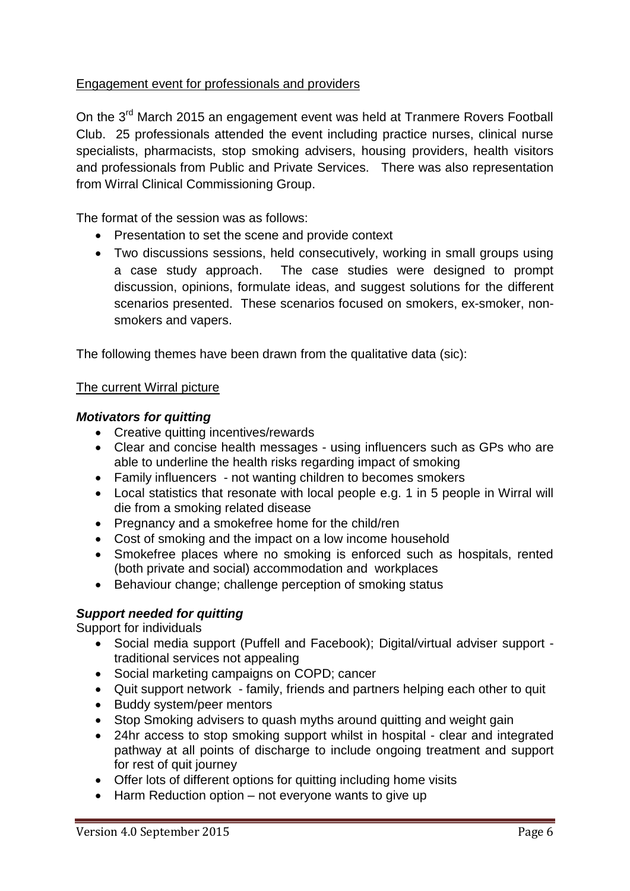Engagement event for professionals and providers

On the 3rd March 2015 an engagement event was held at Tranmere Rovers Football Club. 25 professionals attended the event including practice nurses, clinical nurse specialists, pharmacists, stop smoking advisers, housing providers, health visitors and professionals from Public and Private Services. There was also representation from Wirral Clinical Commissioning Group.

The format of the session was as follows:

- Presentation to set the scene and provide context
- Two discussions sessions, held consecutively, working in small groups using a case study approach. The case studies were designed to prompt discussion, opinions, formulate ideas, and suggest solutions for the different scenarios presented. These scenarios focused on smokers, ex-smoker, non-smokers and vapers.

The following themes have been drawn from the qualitative data (sic):

The current Wirral picture

***Motivators for quitting***

- Creative quitting incentives/rewards
- Clear and concise health messages - using influencers such as GPs who are able to underline the health risks regarding impact of smoking
- Family influencers - not wanting children to becomes smokers
- Local statistics that resonate with local people e.g. 1 in 5 people in Wirral will die from a smoking related disease
- Pregnancy and a smokefree home for the child/ren
- Cost of smoking and the impact on a low income household
- Smokefree places where no smoking is enforced such as hospitals, rented (both private and social) accommodation and workplaces
- Behaviour change; challenge perception of smoking status

***Support needed for quitting***

Support for individuals

- Social media support (Puffell and Facebook); Digital/virtual adviser support - traditional services not appealing
- Social marketing campaigns on COPD; cancer
- Quit support network - family, friends and partners helping each other to quit
- Buddy system/peer mentors
- Stop Smoking advisers to quash myths around quitting and weight gain
- 24hr access to stop smoking support whilst in hospital - clear and integrated pathway at all points of discharge to include ongoing treatment and support for rest of quit journey
- Offer lots of different options for quitting including home visits
- Harm Reduction option – not everyone wants to give up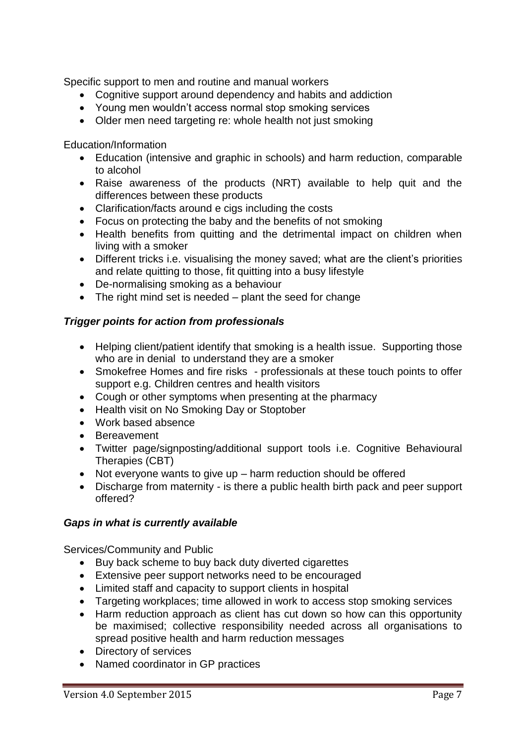Specific support to men and routine and manual workers

- Cognitive support around dependency and habits and addiction
- Young men wouldn't access normal stop smoking services
- Older men need targeting re: whole health not just smoking

Education/Information

- Education (intensive and graphic in schools) and harm reduction, comparable to alcohol
- Raise awareness of the products (NRT) available to help quit and the differences between these products
- Clarification/facts around e cigs including the costs
- Focus on protecting the baby and the benefits of not smoking
- Health benefits from quitting and the detrimental impact on children when living with a smoker
- Different tricks i.e. visualising the money saved; what are the client's priorities and relate quitting to those, fit quitting into a busy lifestyle
- De-normalising smoking as a behaviour
- The right mind set is needed – plant the seed for change

### ***Trigger points for action from professionals***

- Helping client/patient identify that smoking is a health issue. Supporting those who are in denial to understand they are a smoker
- Smokefree Homes and fire risks - professionals at these touch points to offer support e.g. Children centres and health visitors
- Cough or other symptoms when presenting at the pharmacy
- Health visit on No Smoking Day or Stoptober
- Work based absence
- Bereavement
- Twitter page/signposting/additional support tools i.e. Cognitive Behavioural Therapies (CBT)
- Not everyone wants to give up – harm reduction should be offered
- Discharge from maternity - is there a public health birth pack and peer support offered?

### ***Gaps in what is currently available***

Services/Community and Public

- Buy back scheme to buy back duty diverted cigarettes
- Extensive peer support networks need to be encouraged
- Limited staff and capacity to support clients in hospital
- Targeting workplaces; time allowed in work to access stop smoking services
- Harm reduction approach as client has cut down so how can this opportunity be maximised; collective responsibility needed across all organisations to spread positive health and harm reduction messages
- Directory of services
- Named coordinator in GP practices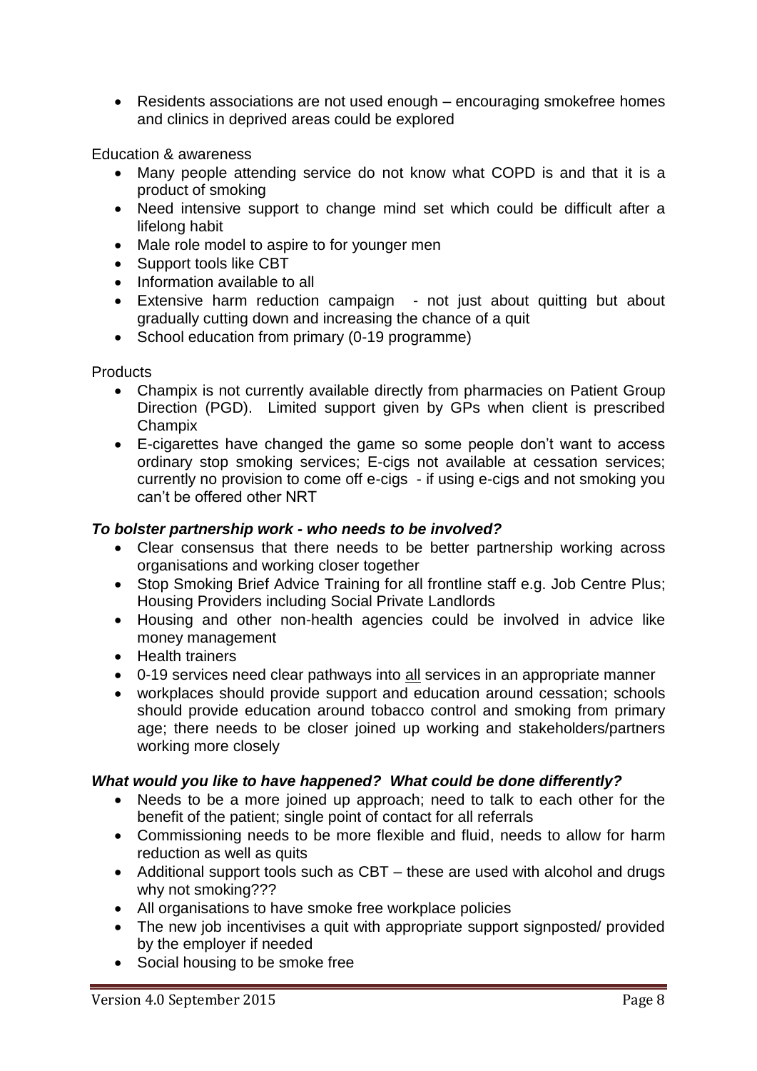- Residents associations are not used enough – encouraging smokefree homes and clinics in deprived areas could be explored

Education & awareness

- Many people attending service do not know what COPD is and that it is a product of smoking
- Need intensive support to change mind set which could be difficult after a lifelong habit
- Male role model to aspire to for younger men
- Support tools like CBT
- Information available to all
- Extensive harm reduction campaign - not just about quitting but about gradually cutting down and increasing the chance of a quit
- School education from primary (0-19 programme)

Products

- Champix is not currently available directly from pharmacies on Patient Group Direction (PGD). Limited support given by GPs when client is prescribed Champix
- E-cigarettes have changed the game so some people don't want to access ordinary stop smoking services; E-cigs not available at cessation services; currently no provision to come off e-cigs - if using e-cigs and not smoking you can't be offered other NRT

### *To bolster partnership work - who needs to be involved?*

- Clear consensus that there needs to be better partnership working across organisations and working closer together
- Stop Smoking Brief Advice Training for all frontline staff e.g. Job Centre Plus; Housing Providers including Social Private Landlords
- Housing and other non-health agencies could be involved in advice like money management
- Health trainers
- 0-19 services need clear pathways into <u>all</u> services in an appropriate manner
- workplaces should provide support and education around cessation; schools should provide education around tobacco control and smoking from primary age; there needs to be closer joined up working and stakeholders/partners working more closely

### *What would you like to have happened? What could be done differently?*

- Needs to be a more joined up approach; need to talk to each other for the benefit of the patient; single point of contact for all referrals
- Commissioning needs to be more flexible and fluid, needs to allow for harm reduction as well as quits
- Additional support tools such as CBT – these are used with alcohol and drugs why not smoking???
- All organisations to have smoke free workplace policies
- The new job incentivises a quit with appropriate support signposted/ provided by the employer if needed
- Social housing to be smoke free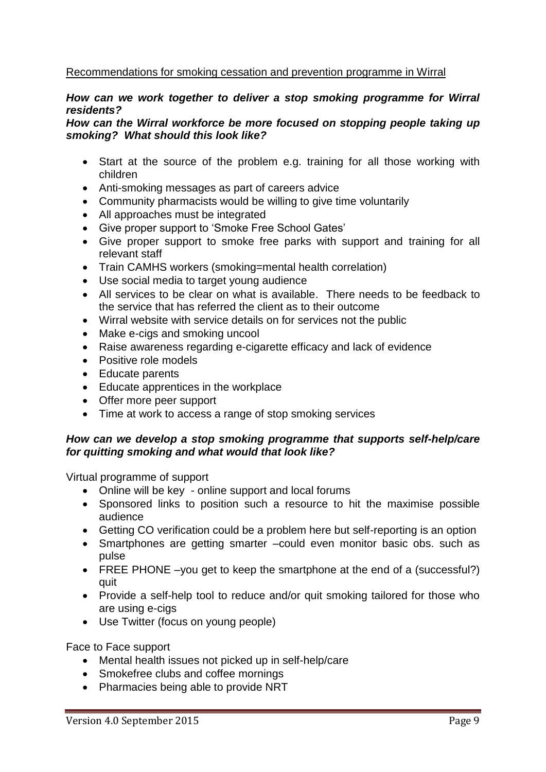Recommendations for smoking cessation and prevention programme in Wirral

***How can we work together to deliver a stop smoking programme for Wirral residents?***

***How can the Wirral workforce be more focused on stopping people taking up smoking? What should this look like?***

- Start at the source of the problem e.g. training for all those working with children
- Anti-smoking messages as part of careers advice
- Community pharmacists would be willing to give time voluntarily
- All approaches must be integrated
- Give proper support to 'Smoke Free School Gates'
- Give proper support to smoke free parks with support and training for all relevant staff
- Train CAMHS workers (smoking=mental health correlation)
- Use social media to target young audience
- All services to be clear on what is available. There needs to be feedback to the service that has referred the client as to their outcome
- Wirral website with service details on for services not the public
- Make e-cigs and smoking uncool
- Raise awareness regarding e-cigarette efficacy and lack of evidence
- Positive role models
- Educate parents
- Educate apprentices in the workplace
- Offer more peer support
- Time at work to access a range of stop smoking services

***How can we develop a stop smoking programme that supports self-help/care for quitting smoking and what would that look like?***

Virtual programme of support

- Online will be key - online support and local forums
- Sponsored links to position such a resource to hit the maximise possible audience
- Getting CO verification could be a problem here but self-reporting is an option
- Smartphones are getting smarter –could even monitor basic obs. such as pulse
- FREE PHONE –you get to keep the smartphone at the end of a (successful?) quit
- Provide a self-help tool to reduce and/or quit smoking tailored for those who are using e-cigs
- Use Twitter (focus on young people)

Face to Face support

- Mental health issues not picked up in self-help/care
- Smokefree clubs and coffee mornings
- Pharmacies being able to provide NRT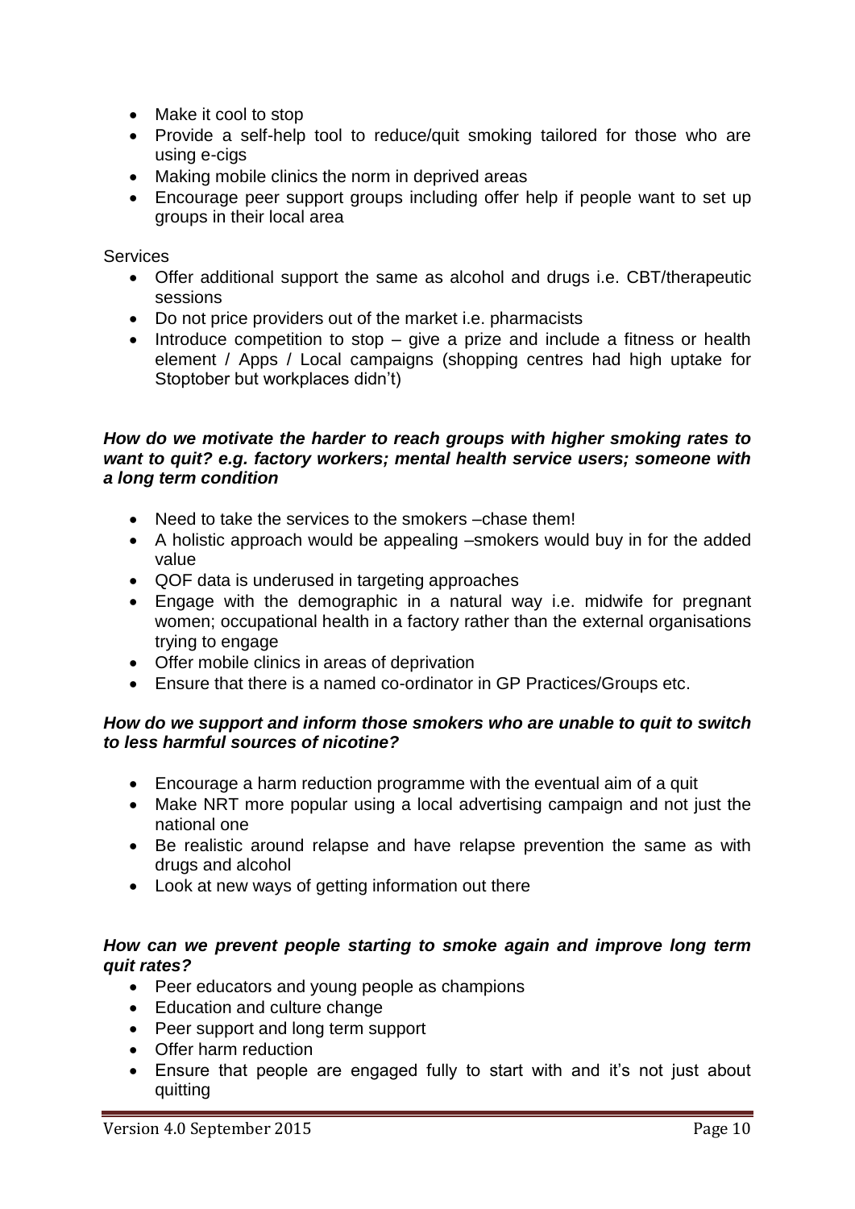- Make it cool to stop
- Provide a self-help tool to reduce/quit smoking tailored for those who are using e-cigs
- Making mobile clinics the norm in deprived areas
- Encourage peer support groups including offer help if people want to set up groups in their local area

Services

- Offer additional support the same as alcohol and drugs i.e. CBT/therapeutic sessions
- Do not price providers out of the market i.e. pharmacists
- Introduce competition to stop – give a prize and include a fitness or health element / Apps / Local campaigns (shopping centres had high uptake for Stoptober but workplaces didn't)

***How do we motivate the harder to reach groups with higher smoking rates to want to quit? e.g. factory workers; mental health service users; someone with a long term condition***

- Need to take the services to the smokers –chase them!
- A holistic approach would be appealing –smokers would buy in for the added value
- QOF data is underused in targeting approaches
- Engage with the demographic in a natural way i.e. midwife for pregnant women; occupational health in a factory rather than the external organisations trying to engage
- Offer mobile clinics in areas of deprivation
- Ensure that there is a named co-ordinator in GP Practices/Groups etc.

***How do we support and inform those smokers who are unable to quit to switch to less harmful sources of nicotine?***

- Encourage a harm reduction programme with the eventual aim of a quit
- Make NRT more popular using a local advertising campaign and not just the national one
- Be realistic around relapse and have relapse prevention the same as with drugs and alcohol
- Look at new ways of getting information out there

***How can we prevent people starting to smoke again and improve long term quit rates?***

- Peer educators and young people as champions
- Education and culture change
- Peer support and long term support
- Offer harm reduction
- Ensure that people are engaged fully to start with and it's not just about quitting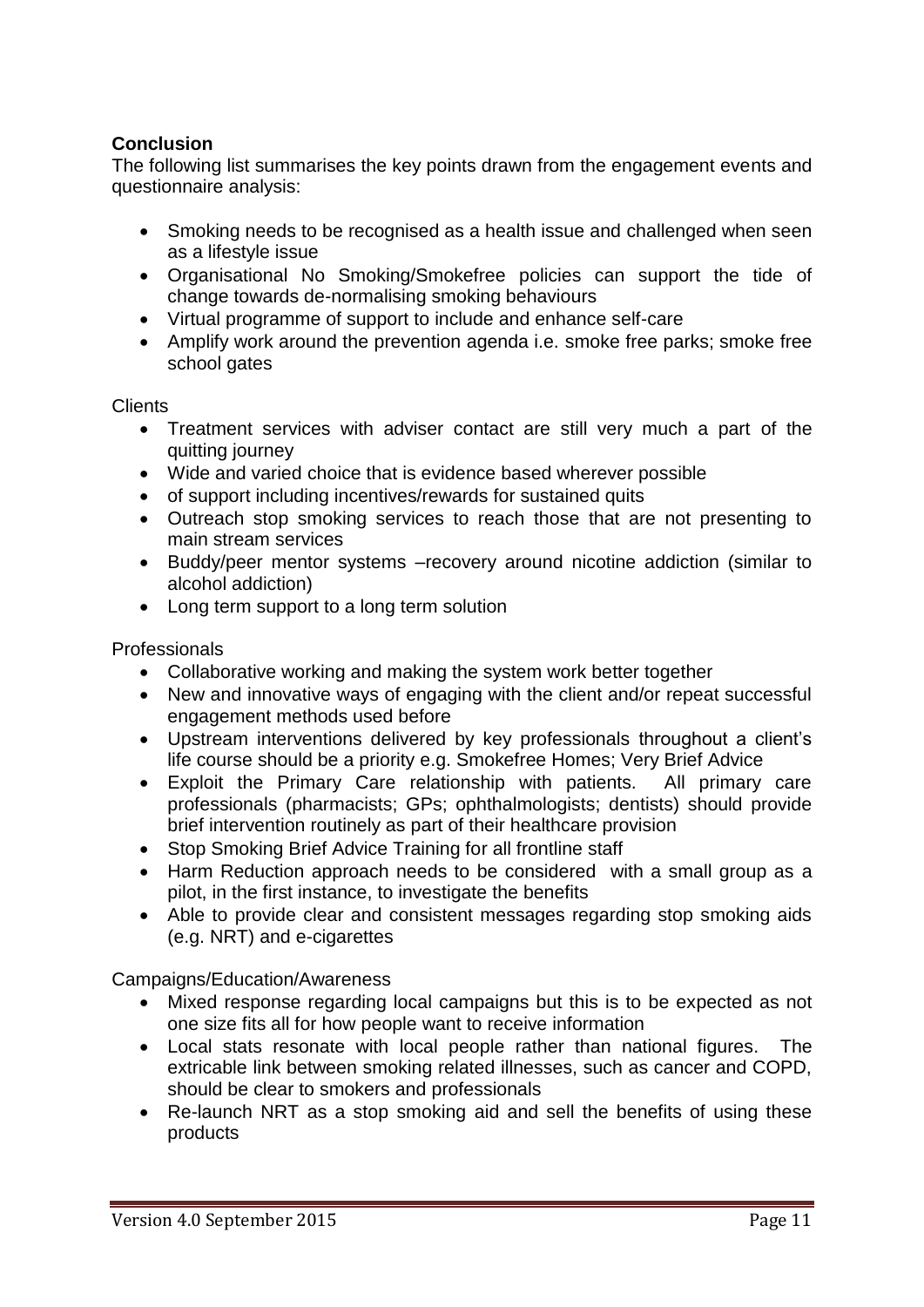**Conclusion**

The following list summarises the key points drawn from the engagement events and questionnaire analysis:

- Smoking needs to be recognised as a health issue and challenged when seen as a lifestyle issue
- Organisational No Smoking/Smokefree policies can support the tide of change towards de-normalising smoking behaviours
- Virtual programme of support to include and enhance self-care
- Amplify work around the prevention agenda i.e. smoke free parks; smoke free school gates

Clients

- Treatment services with adviser contact are still very much a part of the quitting journey
- Wide and varied choice that is evidence based wherever possible
- of support including incentives/rewards for sustained quits
- Outreach stop smoking services to reach those that are not presenting to main stream services
- Buddy/peer mentor systems –recovery around nicotine addiction (similar to alcohol addiction)
- Long term support to a long term solution

Professionals

- Collaborative working and making the system work better together
- New and innovative ways of engaging with the client and/or repeat successful engagement methods used before
- Upstream interventions delivered by key professionals throughout a client's life course should be a priority e.g. Smokefree Homes; Very Brief Advice
- Exploit the Primary Care relationship with patients. All primary care professionals (pharmacists; GPs; ophthalmologists; dentists) should provide brief intervention routinely as part of their healthcare provision
- Stop Smoking Brief Advice Training for all frontline staff
- Harm Reduction approach needs to be considered with a small group as a pilot, in the first instance, to investigate the benefits
- Able to provide clear and consistent messages regarding stop smoking aids (e.g. NRT) and e-cigarettes

Campaigns/Education/Awareness

- Mixed response regarding local campaigns but this is to be expected as not one size fits all for how people want to receive information
- Local stats resonate with local people rather than national figures. The extricable link between smoking related illnesses, such as cancer and COPD, should be clear to smokers and professionals
- Re-launch NRT as a stop smoking aid and sell the benefits of using these products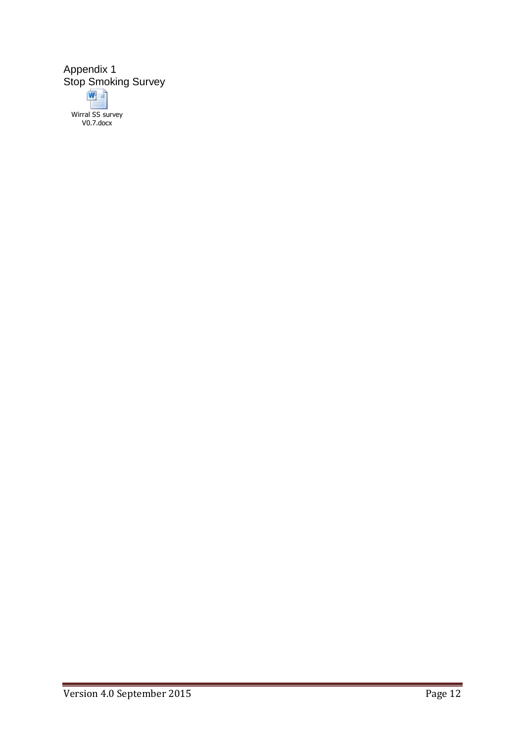Appendix 1

Stop Smoking Survey

Wirral SS survey V0.7.docx